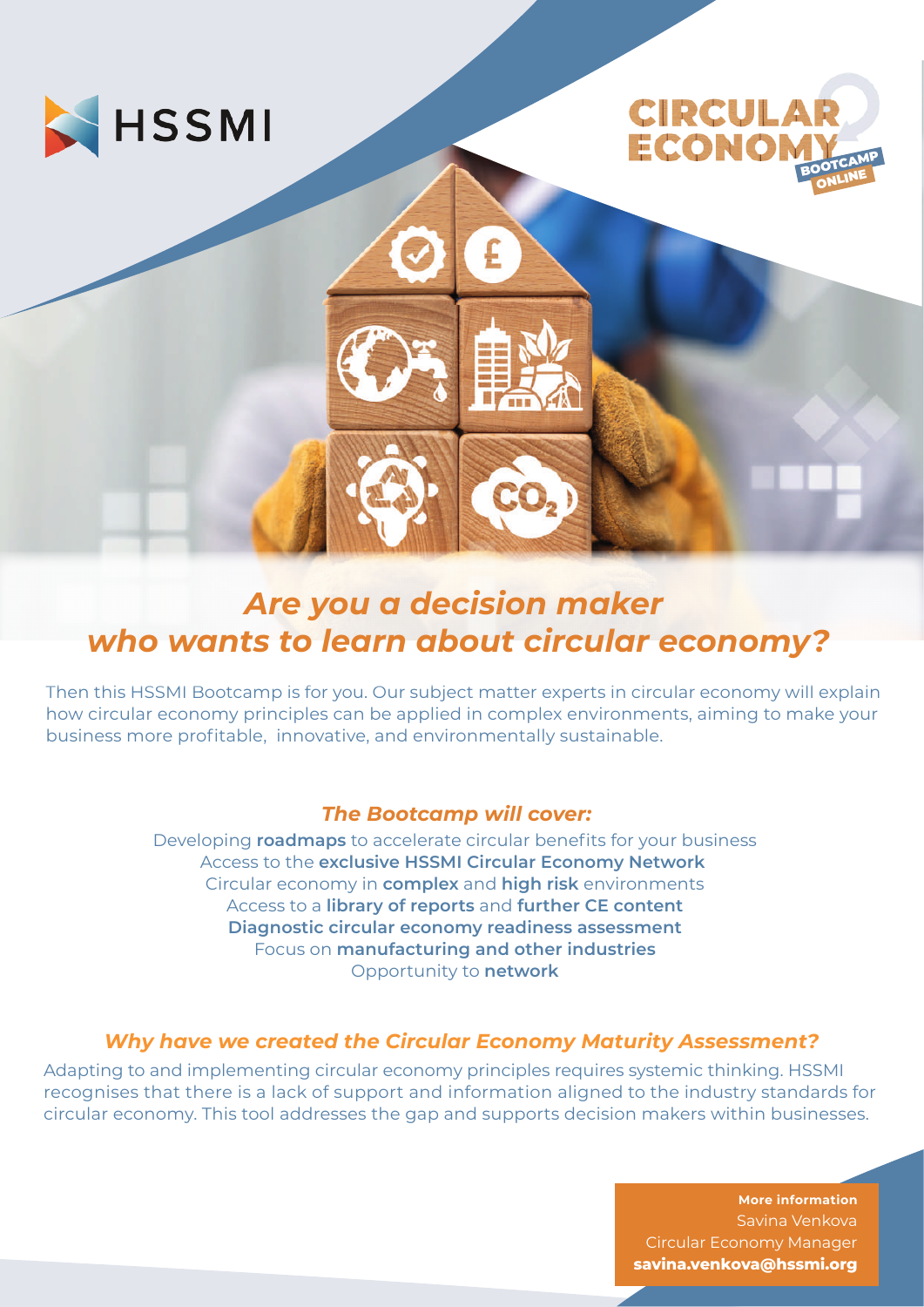HSSMI

CIRCULAR ECONOMY BOOTCAMP ONLINE

# *Are you a decision maker who wants to learn about circular economy?*

Then this HSSMI Bootcamp is for you. Our subject matter experts in circular economy will explain how circular economy principles can be applied in complex environments, aiming to make your business more profitable, innovative, and environmentally sustainable.

## *The Bootcamp will cover:*

Developing **roadmaps** to accelerate circular benefits for your business
Access to the **exclusive HSSMI Circular Economy Network**
Circular economy in **complex** and **high risk** environments
Access to a **library of reports** and **further CE content**
**Diagnostic circular economy readiness assessment**
Focus on **manufacturing and other industries**
Opportunity to **network**

## *Why have we created the Circular Economy Maturity Assessment?*

Adapting to and implementing circular economy principles requires systemic thinking. HSSMI recognises that there is a lack of support and information aligned to the industry standards for circular economy. This tool addresses the gap and supports decision makers within businesses.

**More information**
Savina Venkova
Circular Economy Manager
**savina.venkova@hssmi.org**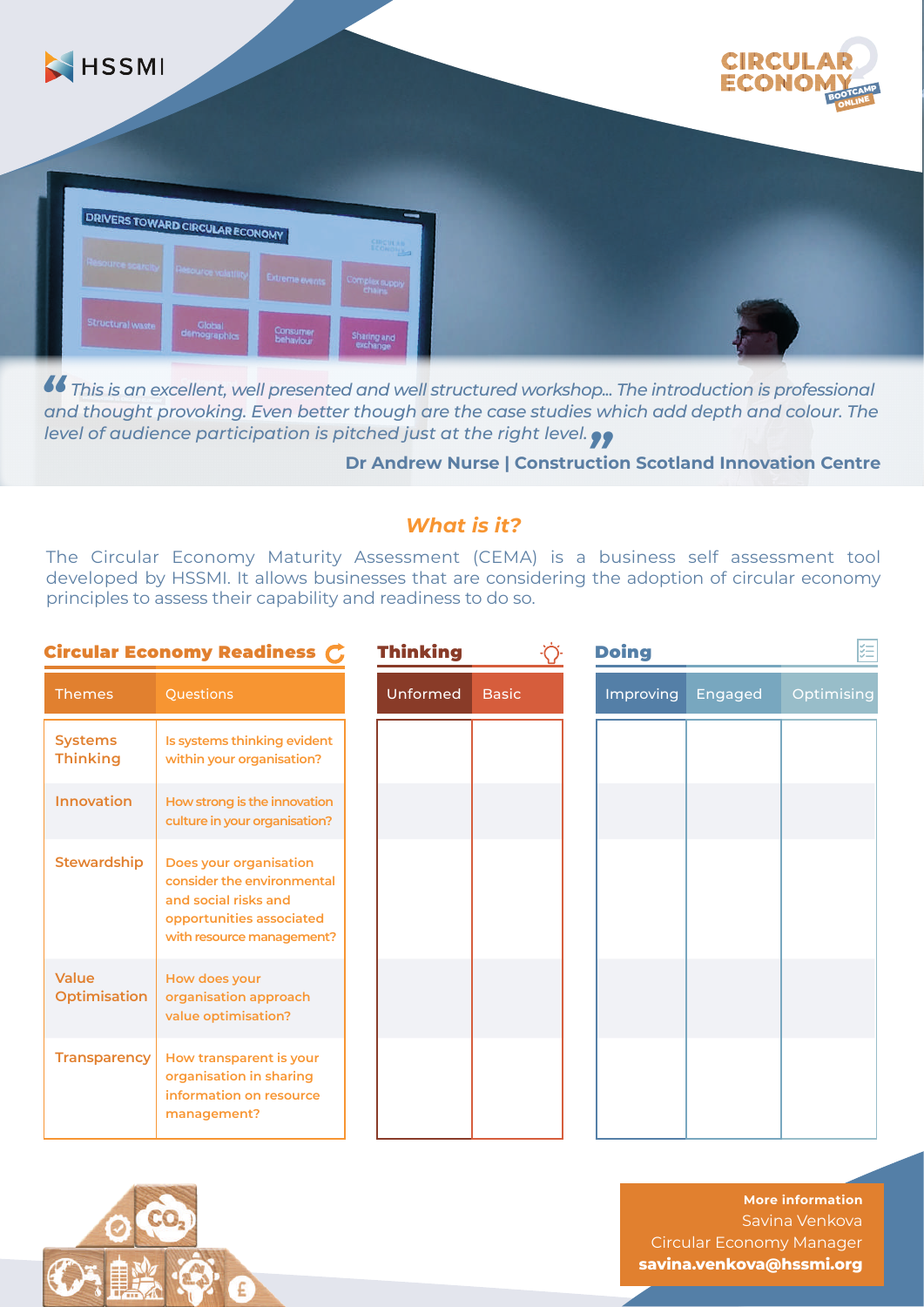> *This is an excellent, well presented and well structured workshop... The introduction is professional and thought provoking. Even better though are the case studies which add depth and colour. The level of audience participation is pitched just at the right level.*
>
> **Dr Andrew Nurse | Construction Scotland Innovation Centre**

## *What is it?*

The Circular Economy Maturity Assessment (CEMA) is a business self assessment tool developed by HSSMI. It allows businesses that are considering the adoption of circular economy principles to assess their capability and readiness to do so.

| Circular Economy Readiness | | Thinking | | Doing | | |
|---|---|---|---|---|---|---|
| Themes | Questions | Unformed | Basic | Improving | Engaged | Optimising |
| Systems Thinking | Is systems thinking evident within your organisation? | | | | | |
| Innovation | How strong is the innovation culture in your organisation? | | | | | |
| Stewardship | Does your organisation consider the environmental and social risks and opportunities associated with resource management? | | | | | |
| Value Optimisation | How does your organisation approach value optimisation? | | | | | |
| Transparency | How transparent is your organisation in sharing information on resource management? | | | | | |

**More information**
Savina Venkova
Circular Economy Manager
**savina.venkova@hssmi.org**